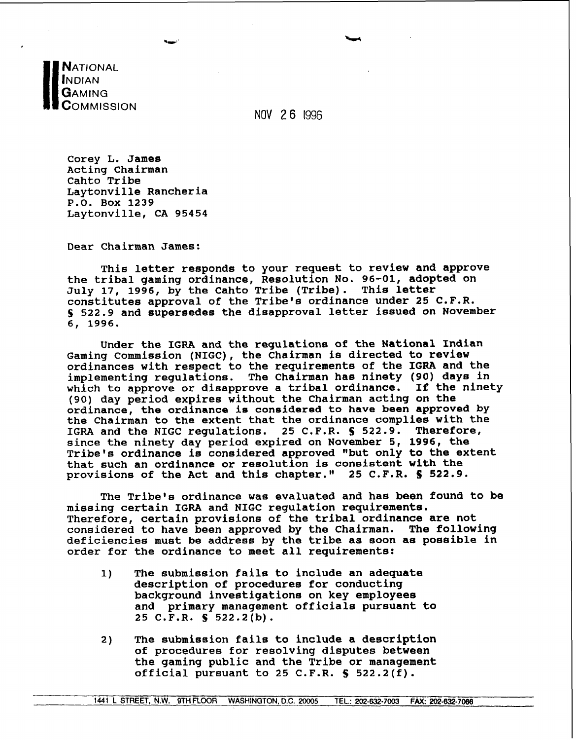**NATIONAL INDIAN GAMING COMMISSION**

NOV 26 1996

Corey L. James
Acting Chairman
Cahto Tribe
Laytonville Rancheria
P.O. Box 1239
Laytonville, CA 95454

Dear Chairman James:

This letter responds to your request to review and approve the tribal gaming ordinance, Resolution No. 96-01, adopted on July 17, 1996, by the Cahto Tribe (Tribe). This letter constitutes approval of the Tribe's ordinance under 25 C.F.R. § 522.9 and supersedes the disapproval letter issued on November 6, 1996.

Under the IGRA and the regulations of the National Indian Gaming Commission (NIGC), the Chairman is directed to review ordinances with respect to the requirements of the IGRA and the implementing regulations. The Chairman has ninety (90) days in which to approve or disapprove a tribal ordinance. If the ninety (90) day period expires without the Chairman acting on the ordinance, the ordinance is considered to have been approved by the Chairman to the extent that the ordinance complies with the IGRA and the NIGC regulations. 25 C.F.R. § 522.9. Therefore, since the ninety day period expired on November 5, 1996, the Tribe's ordinance is considered approved "but only to the extent that such an ordinance or resolution is consistent with the provisions of the Act and this chapter." 25 C.F.R. § 522.9.

The Tribe's ordinance was evaluated and has been found to be missing certain IGRA and NIGC regulation requirements. Therefore, certain provisions of the tribal ordinance are not considered to have been approved by the Chairman. The following deficiencies must be address by the tribe as soon as possible in order for the ordinance to meet all requirements:

1) The submission fails to include an adequate description of procedures for conducting background investigations on key employees and primary management officials pursuant to 25 C.F.R. § 522.2(b).

2) The submission fails to include a description of procedures for resolving disputes between the gaming public and the Tribe or management official pursuant to 25 C.F.R. § 522.2(f).

1441 L STREET, N.W. 9TH FLOOR WASHINGTON, D.C. 20005 TEL.: 202-632-7003 FAX: 202-632-7066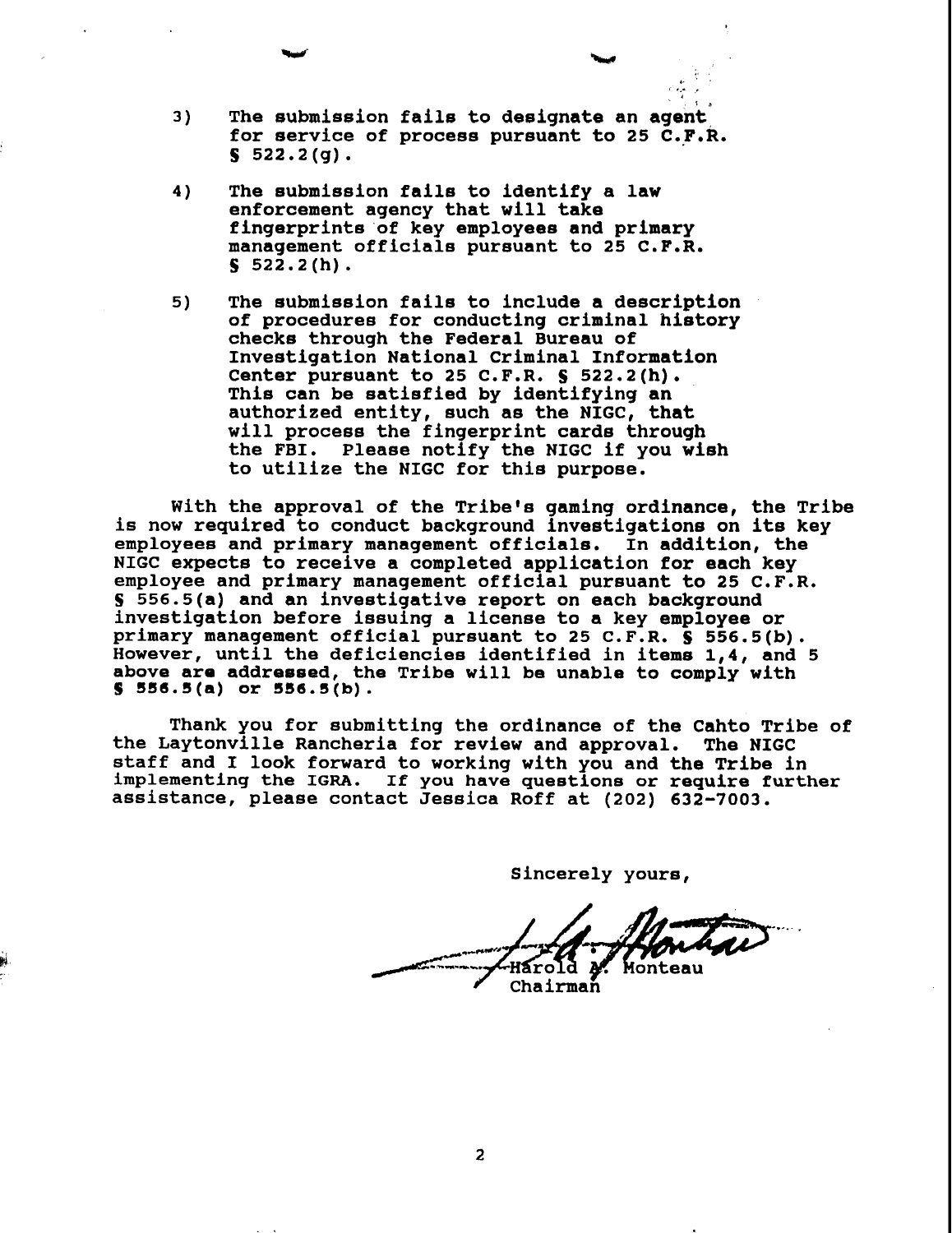3) The submission fails to designate an agent for service of process pursuant to 25 C.F.R. § 522.2(g).

4) The submission fails to identify a law enforcement agency that will take fingerprints of key employees and primary management officials pursuant to 25 C.F.R. § 522.2(h).

5) The submission fails to include a description of procedures for conducting criminal history checks through the Federal Bureau of Investigation National Criminal Information Center pursuant to 25 C.F.R. § 522.2(h). This can be satisfied by identifying an authorized entity, such as the NIGC, that will process the fingerprint cards through the FBI. Please notify the NIGC if you wish to utilize the NIGC for this purpose.

With the approval of the Tribe's gaming ordinance, the Tribe is now required to conduct background investigations on its key employees and primary management officials. In addition, the NIGC expects to receive a completed application for each key employee and primary management official pursuant to 25 C.F.R. § 556.5(a) and an investigative report on each background investigation before issuing a license to a key employee or primary management official pursuant to 25 C.F.R. § 556.5(b). However, until the deficiencies identified in items 1,4, and 5 above are addressed, the Tribe will be unable to comply with § 556.5(a) or 556.5(b).

Thank you for submitting the ordinance of the Cahto Tribe of the Laytonville Rancheria for review and approval. The NIGC staff and I look forward to working with you and the Tribe in implementing the IGRA. If you have questions or require further assistance, please contact Jessica Roff at (202) 632-7003.

Sincerely yours,

Harold A. Monteau
Chairman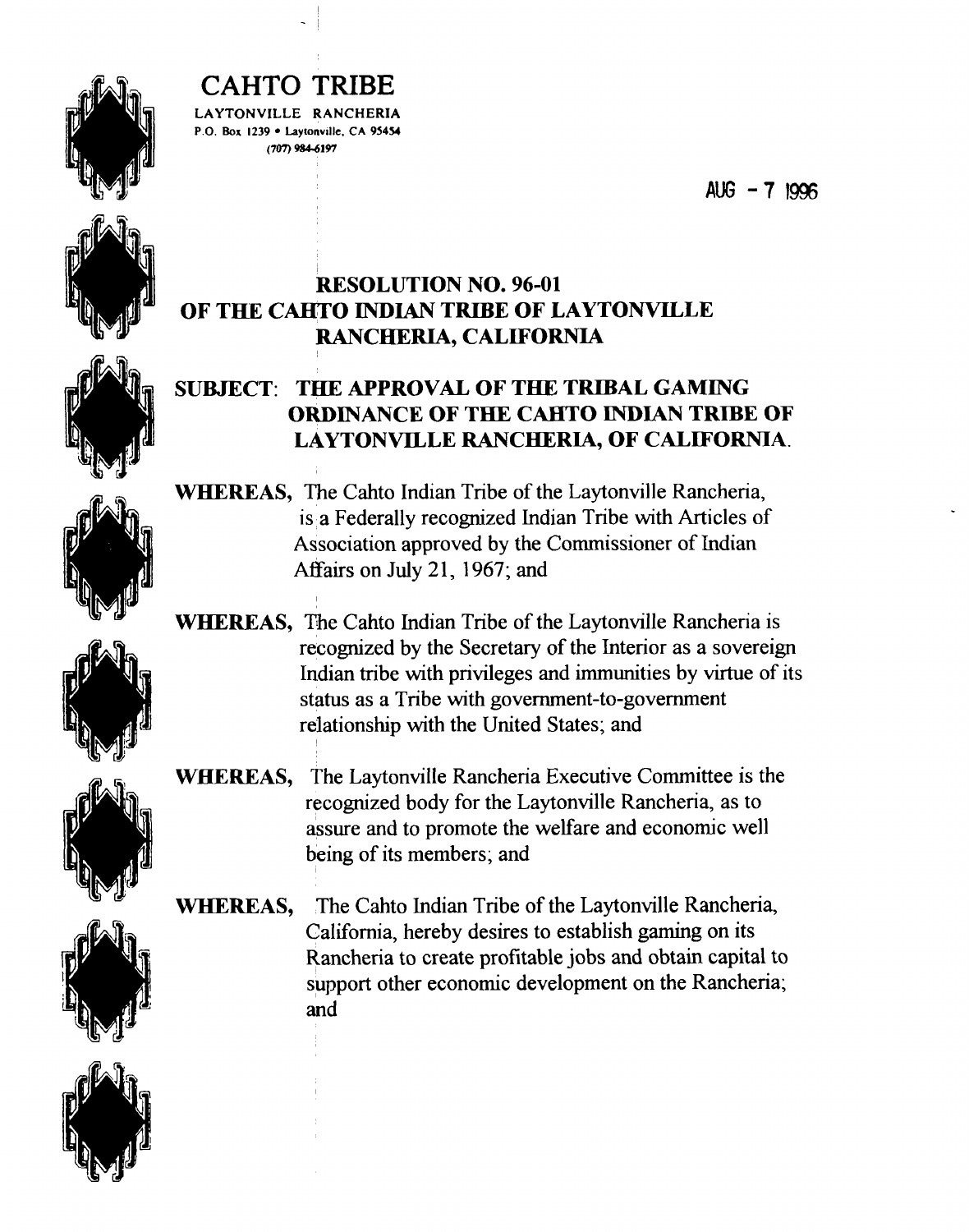# CAHTO TRIBE

LAYTONVILLE RANCHERIA
P.O. Box 1239 • Laytonville, CA 95454
(707) 984-6197

AUG - 7 1996

## RESOLUTION NO. 96-01
## OF THE CAHTO INDIAN TRIBE OF LAYTONVILLE RANCHERIA, CALIFORNIA

**SUBJECT: THE APPROVAL OF THE TRIBAL GAMING ORDINANCE OF THE CAHTO INDIAN TRIBE OF LAYTONVILLE RANCHERIA, OF CALIFORNIA.**

**WHEREAS,** The Cahto Indian Tribe of the Laytonville Rancheria, is a Federally recognized Indian Tribe with Articles of Association approved by the Commissioner of Indian Affairs on July 21, 1967; and

**WHEREAS,** The Cahto Indian Tribe of the Laytonville Rancheria is recognized by the Secretary of the Interior as a sovereign Indian tribe with privileges and immunities by virtue of its status as a Tribe with government-to-government relationship with the United States; and

**WHEREAS,** The Laytonville Rancheria Executive Committee is the recognized body for the Laytonville Rancheria, as to assure and to promote the welfare and economic well being of its members; and

**WHEREAS,** The Cahto Indian Tribe of the Laytonville Rancheria, California, hereby desires to establish gaming on its Rancheria to create profitable jobs and obtain capital to support other economic development on the Rancheria; and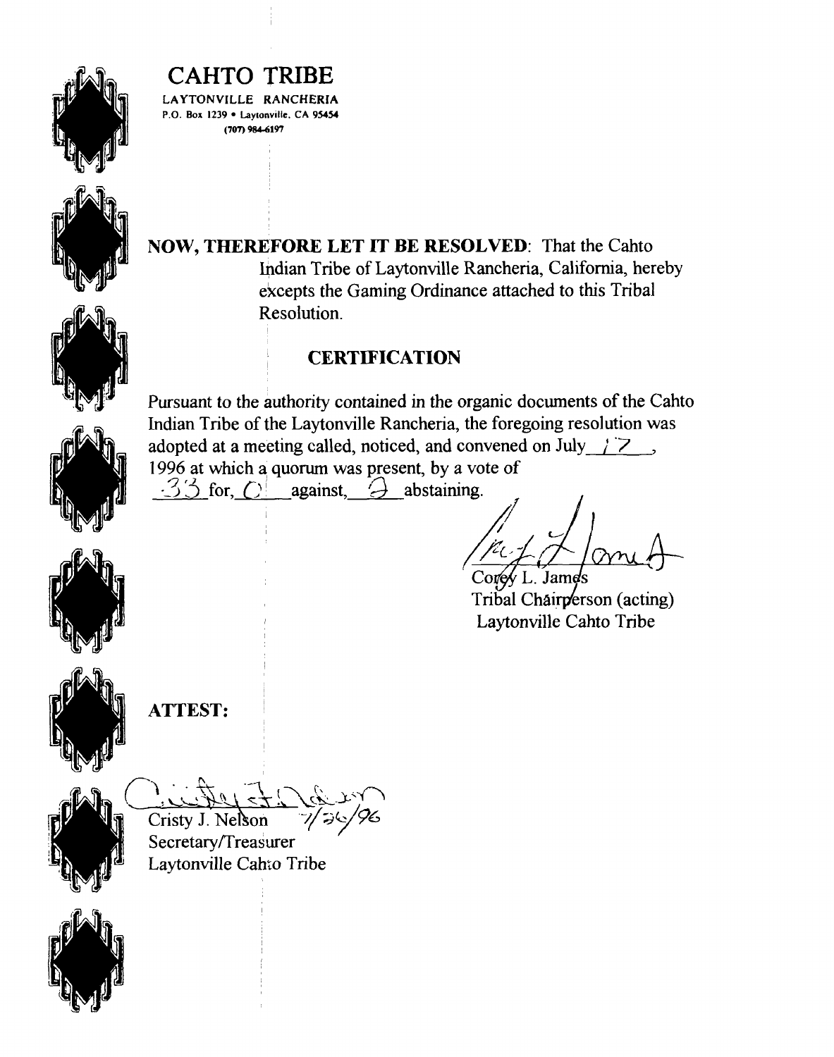# CAHTO TRIBE

LAYTONVILLE RANCHERIA
P.O. Box 1239 • Laytonville, CA 95454
(707) 984-6197

**NOW, THEREFORE LET IT BE RESOLVED**: That the Cahto Indian Tribe of Laytonville Rancheria, California, hereby excepts the Gaming Ordinance attached to this Tribal Resolution.

## CERTIFICATION

Pursuant to the authority contained in the organic documents of the Cahto Indian Tribe of the Laytonville Rancheria, the foregoing resolution was adopted at a meeting called, noticed, and convened on July 17, 1996 at which a quorum was present, by a vote of 33 for, 0 against, 2 abstaining.

Corey L. James
Tribal Chairperson (acting)
Laytonville Cahto Tribe

**ATTEST:**

Cristy J. Nelson 7/26/96
Secretary/Treasurer
Laytonville Cahto Tribe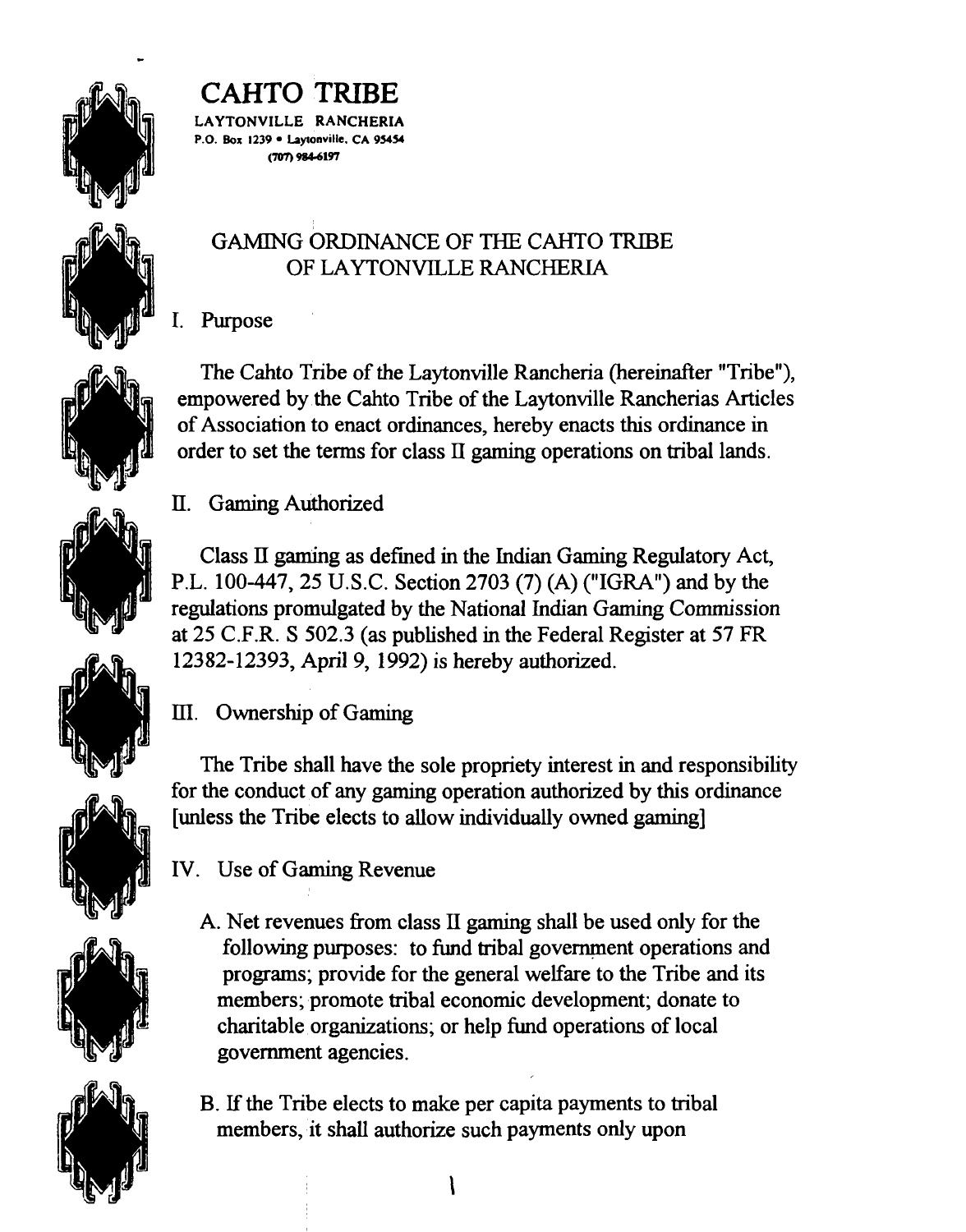# CAHTO TRIBE

LAYTONVILLE RANCHERIA
P.O. Box 1239 • Laytonville, CA 95454
(707) 984-6197

## GAMING ORDINANCE OF THE CAHTO TRIBE OF LAYTONVILLE RANCHERIA

### I. Purpose

The Cahto Tribe of the Laytonville Rancheria (hereinafter "Tribe"), empowered by the Cahto Tribe of the Laytonville Rancherias Articles of Association to enact ordinances, hereby enacts this ordinance in order to set the terms for class II gaming operations on tribal lands.

### II. Gaming Authorized

Class II gaming as defined in the Indian Gaming Regulatory Act, P.L. 100-447, 25 U.S.C. Section 2703 (7) (A) ("IGRA") and by the regulations promulgated by the National Indian Gaming Commission at 25 C.F.R. S 502.3 (as published in the Federal Register at 57 FR 12382-12393, April 9, 1992) is hereby authorized.

### III. Ownership of Gaming

The Tribe shall have the sole propriety interest in and responsibility for the conduct of any gaming operation authorized by this ordinance [unless the Tribe elects to allow individually owned gaming]

### IV. Use of Gaming Revenue

A. Net revenues from class II gaming shall be used only for the following purposes: to fund tribal government operations and programs; provide for the general welfare to the Tribe and its members; promote tribal economic development; donate to charitable organizations; or help fund operations of local government agencies.

B. If the Tribe elects to make per capita payments to tribal members, it shall authorize such payments only upon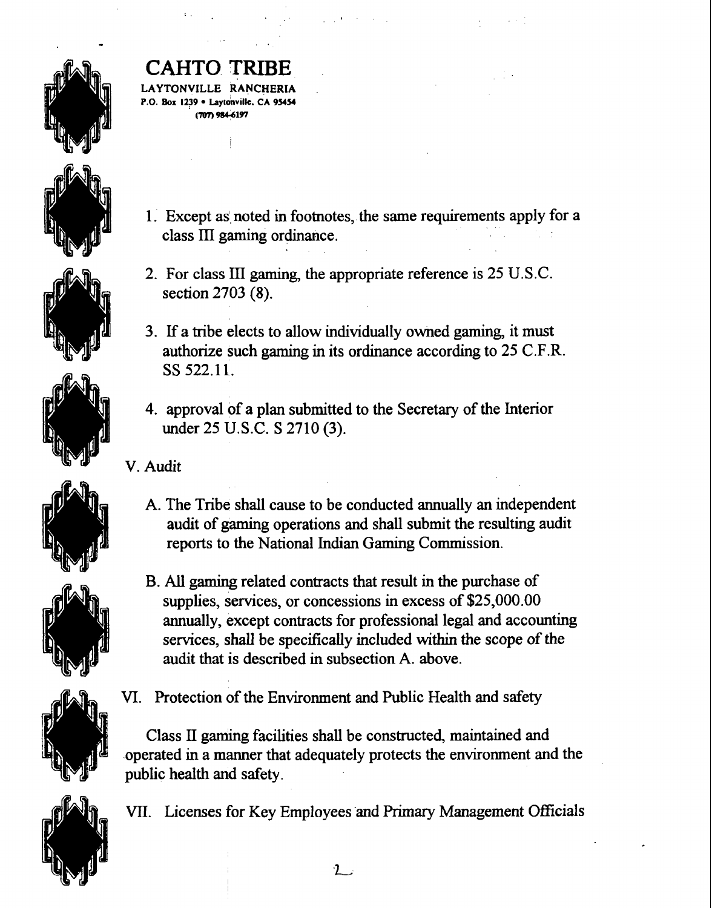# CAHTO TRIBE

**LAYTONVILLE RANCHERIA**
P.O. Box 1239 • Laytonville, CA 95454
(707) 984-6197

1. Except as noted in footnotes, the same requirements apply for a class III gaming ordinance.

2. For class III gaming, the appropriate reference is 25 U.S.C. section 2703 (8).

3. If a tribe elects to allow individually owned gaming, it must authorize such gaming in its ordinance according to 25 C.F.R. SS 522.11.

4. approval of a plan submitted to the Secretary of the Interior under 25 U.S.C. S 2710 (3).

V. Audit

A. The Tribe shall cause to be conducted annually an independent audit of gaming operations and shall submit the resulting audit reports to the National Indian Gaming Commission.

B. All gaming related contracts that result in the purchase of supplies, services, or concessions in excess of $25,000.00 annually, except contracts for professional legal and accounting services, shall be specifically included within the scope of the audit that is described in subsection A. above.

VI. Protection of the Environment and Public Health and safety

Class II gaming facilities shall be constructed, maintained and operated in a manner that adequately protects the environment and the public health and safety.

VII. Licenses for Key Employees and Primary Management Officials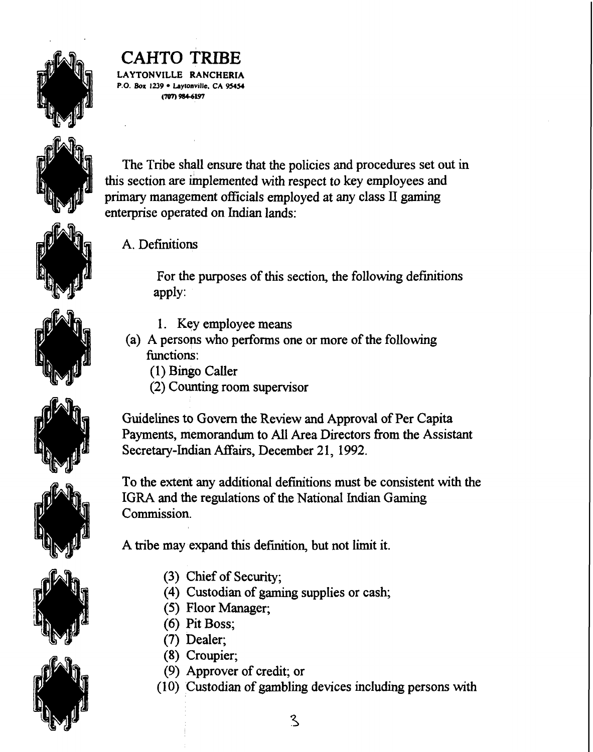# CAHTO TRIBE

LAYTONVILLE RANCHERIA
P.O. Box 1239 • Laytonville, CA 95454
(707) 984-6197

The Tribe shall ensure that the policies and procedures set out in this section are implemented with respect to key employees and primary management officials employed at any class II gaming enterprise operated on Indian lands:

A. Definitions

For the purposes of this section, the following definitions apply:

1. Key employee means

(a) A persons who performs one or more of the following functions:

(1) Bingo Caller
(2) Counting room supervisor

Guidelines to Govern the Review and Approval of Per Capita Payments, memorandum to All Area Directors from the Assistant Secretary-Indian Affairs, December 21, 1992.

To the extent any additional definitions must be consistent with the IGRA and the regulations of the National Indian Gaming Commission.

A tribe may expand this definition, but not limit it.

(3) Chief of Security;
(4) Custodian of gaming supplies or cash;
(5) Floor Manager;
(6) Pit Boss;
(7) Dealer;
(8) Croupier;
(9) Approver of credit; or
(10) Custodian of gambling devices including persons with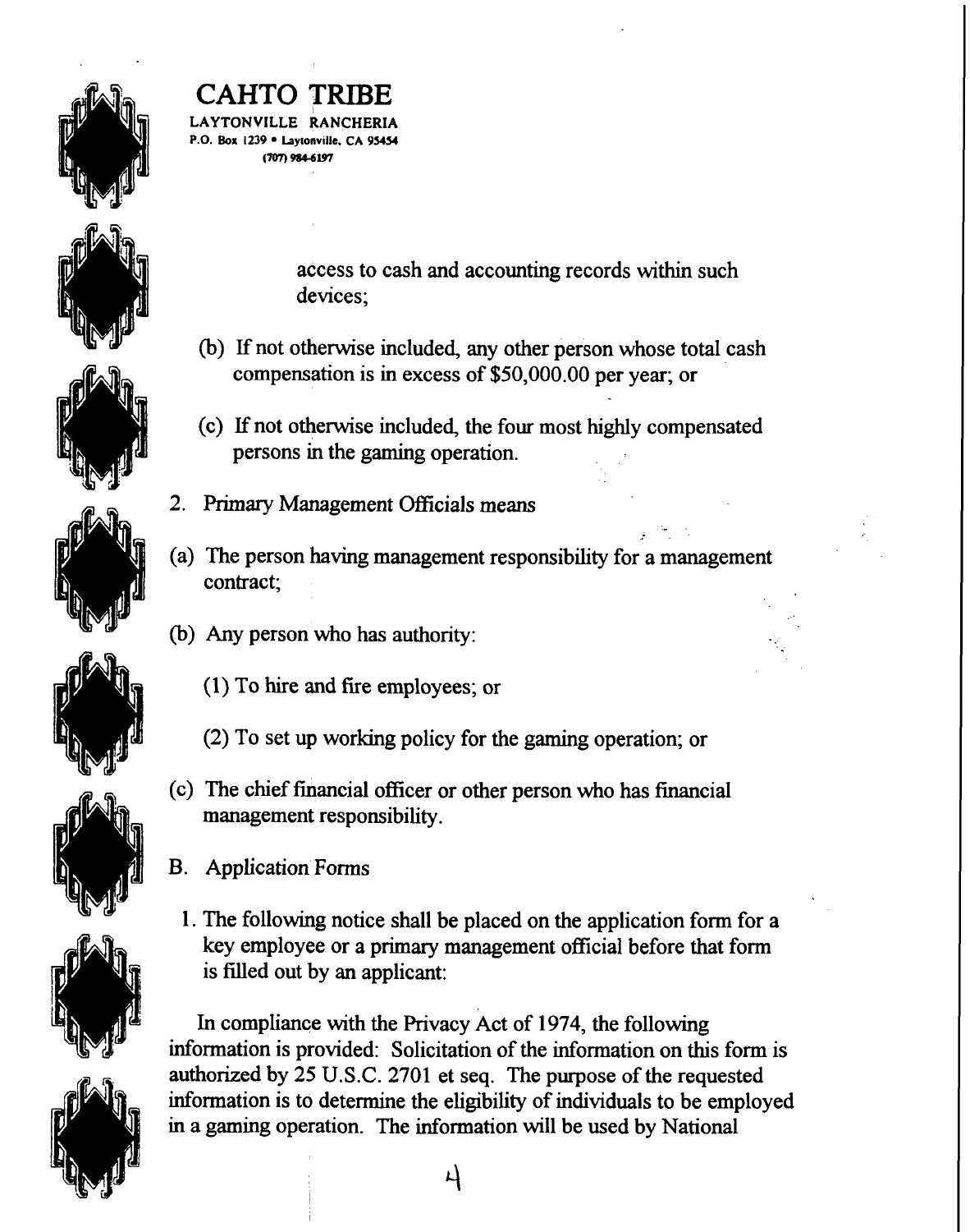access to cash and accounting records within such devices;

(b) If not otherwise included, any other person whose total cash compensation is in excess of $50,000.00 per year; or

(c) If not otherwise included, the four most highly compensated persons in the gaming operation.

2. Primary Management Officials means

(a) The person having management responsibility for a management contract;

(b) Any person who has authority:

(1) To hire and fire employees; or

(2) To set up working policy for the gaming operation; or

(c) The chief financial officer or other person who has financial management responsibility.

B. Application Forms

1. The following notice shall be placed on the application form for a key employee or a primary management official before that form is filled out by an applicant:

In compliance with the Privacy Act of 1974, the following information is provided: Solicitation of the information on this form is authorized by 25 U.S.C. 2701 et seq. The purpose of the requested information is to determine the eligibility of individuals to be employed in a gaming operation. The information will be used by National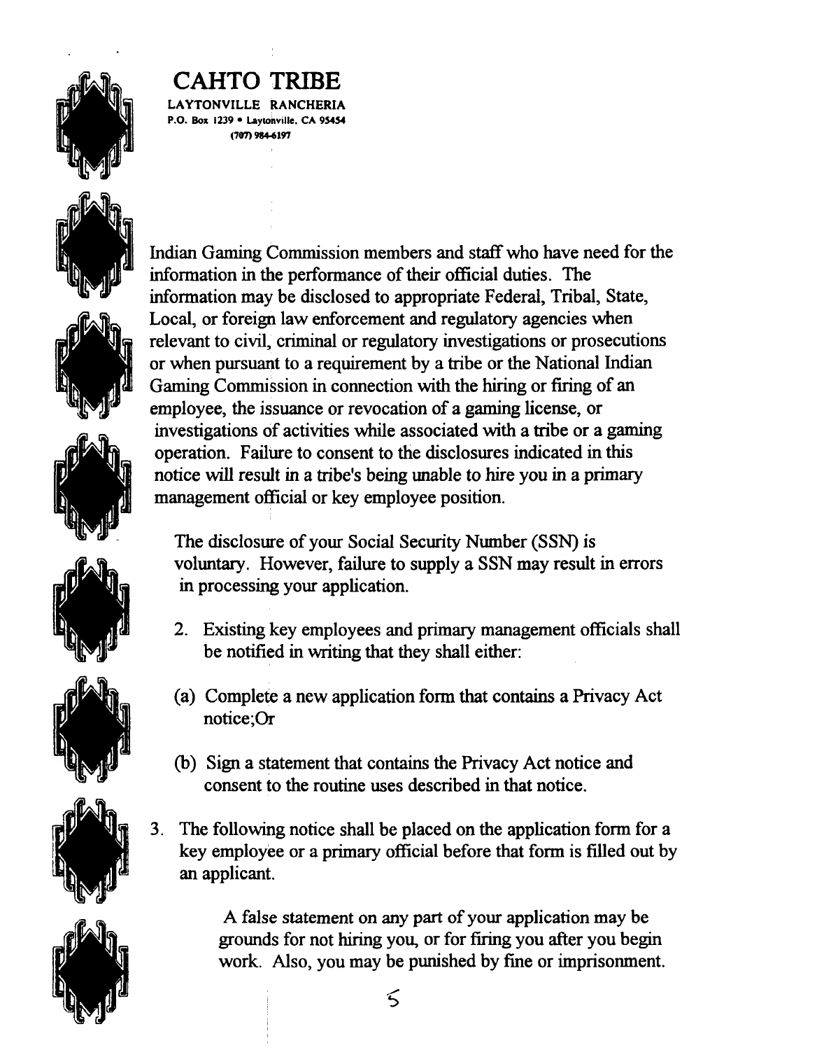# CAHTO TRIBE

LAYTONVILLE RANCHERIA
P.O. Box 1239 • Laytonville, CA 95454
(707) 984-6197

Indian Gaming Commission members and staff who have need for the information in the performance of their official duties. The information may be disclosed to appropriate Federal, Tribal, State, Local, or foreign law enforcement and regulatory agencies when relevant to civil, criminal or regulatory investigations or prosecutions or when pursuant to a requirement by a tribe or the National Indian Gaming Commission in connection with the hiring or firing of an employee, the issuance or revocation of a gaming license, or investigations of activities while associated with a tribe or a gaming operation. Failure to consent to the disclosures indicated in this notice will result in a tribe's being unable to hire you in a primary management official or key employee position.

The disclosure of your Social Security Number (SSN) is voluntary. However, failure to supply a SSN may result in errors in processing your application.

2. Existing key employees and primary management officials shall be notified in writing that they shall either:

(a) Complete a new application form that contains a Privacy Act notice;Or

(b) Sign a statement that contains the Privacy Act notice and consent to the routine uses described in that notice.

3. The following notice shall be placed on the application form for a key employee or a primary official before that form is filled out by an applicant.

> A false statement on any part of your application may be grounds for not hiring you, or for firing you after you begin work. Also, you may be punished by fine or imprisonment.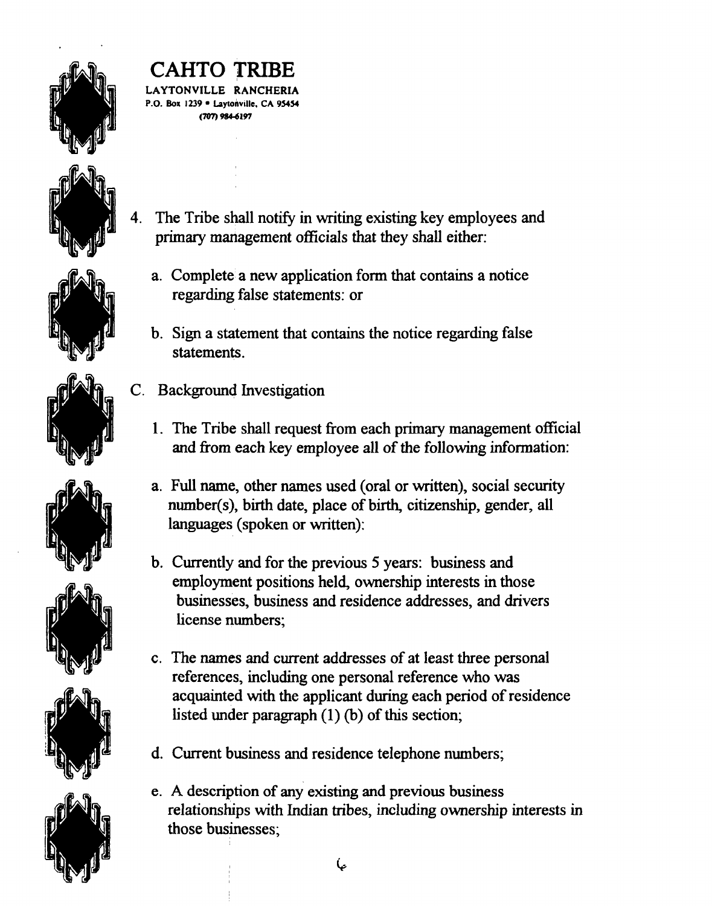# CAHTO TRIBE

LAYTONVILLE RANCHERIA
P.O. Box 1239 • Laytonville, CA 95454
(707) 984-6197

4. The Tribe shall notify in writing existing key employees and primary management officials that they shall either:

   a. Complete a new application form that contains a notice regarding false statements: or

   b. Sign a statement that contains the notice regarding false statements.

C. Background Investigation

   1. The Tribe shall request from each primary management official and from each key employee all of the following information:

   a. Full name, other names used (oral or written), social security number(s), birth date, place of birth, citizenship, gender, all languages (spoken or written):

   b. Currently and for the previous 5 years: business and employment positions held, ownership interests in those businesses, business and residence addresses, and drivers license numbers;

   c. The names and current addresses of at least three personal references, including one personal reference who was acquainted with the applicant during each period of residence listed under paragraph (1) (b) of this section;

   d. Current business and residence telephone numbers;

   e. A description of any existing and previous business relationships with Indian tribes, including ownership interests in those businesses;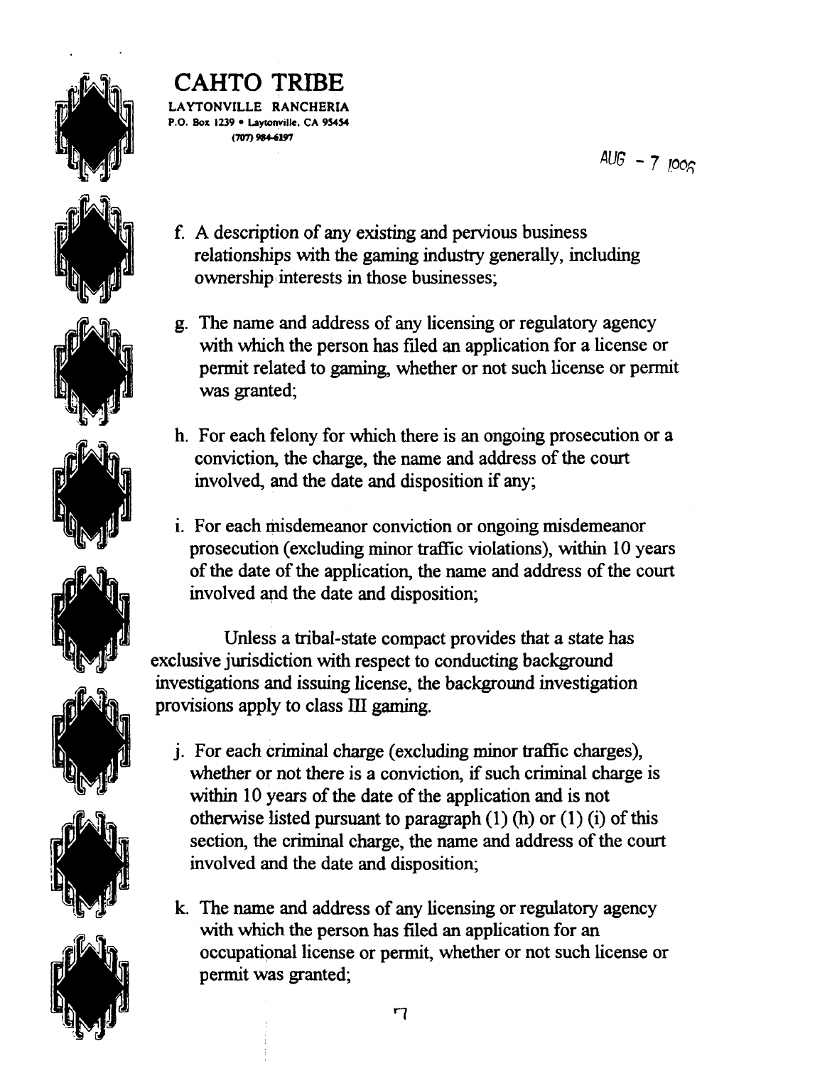# CAHTO TRIBE

LAYTONVILLE RANCHERIA
P.O. Box 1239 • Laytonville, CA 95454
(707) 984-6197

AUG - 7 2005

f. A description of any existing and pervious business relationships with the gaming industry generally, including ownership interests in those businesses;

g. The name and address of any licensing or regulatory agency with which the person has filed an application for a license or permit related to gaming, whether or not such license or permit was granted;

h. For each felony for which there is an ongoing prosecution or a conviction, the charge, the name and address of the court involved, and the date and disposition if any;

i. For each misdemeanor conviction or ongoing misdemeanor prosecution (excluding minor traffic violations), within 10 years of the date of the application, the name and address of the court involved and the date and disposition;

Unless a tribal-state compact provides that a state has exclusive jurisdiction with respect to conducting background investigations and issuing license, the background investigation provisions apply to class III gaming.

j. For each criminal charge (excluding minor traffic charges), whether or not there is a conviction, if such criminal charge is within 10 years of the date of the application and is not otherwise listed pursuant to paragraph (1) (h) or (1) (i) of this section, the criminal charge, the name and address of the court involved and the date and disposition;

k. The name and address of any licensing or regulatory agency with which the person has filed an application for an occupational license or permit, whether or not such license or permit was granted;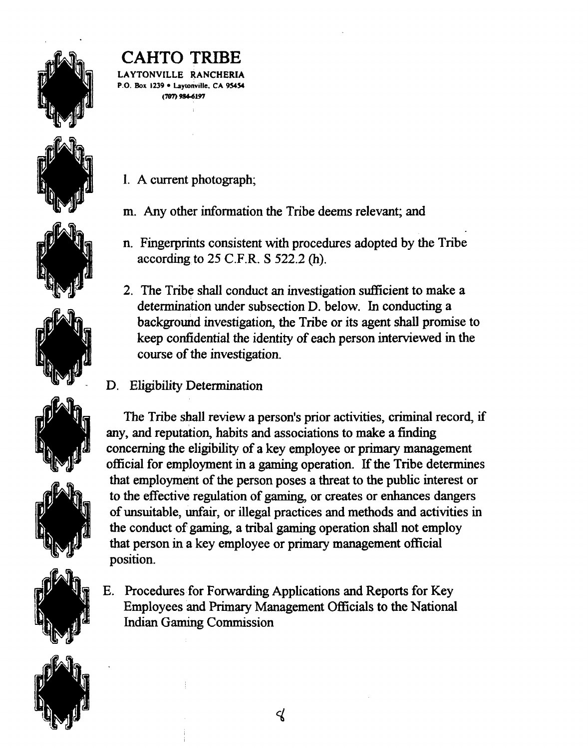l. A current photograph;

m. Any other information the Tribe deems relevant; and

n. Fingerprints consistent with procedures adopted by the Tribe according to 25 C.F.R. S 522.2 (h).

2. The Tribe shall conduct an investigation sufficient to make a determination under subsection D. below. In conducting a background investigation, the Tribe or its agent shall promise to keep confidential the identity of each person interviewed in the course of the investigation.

D. Eligibility Determination

The Tribe shall review a person's prior activities, criminal record, if any, and reputation, habits and associations to make a finding concerning the eligibility of a key employee or primary management official for employment in a gaming operation. If the Tribe determines that employment of the person poses a threat to the public interest or to the effective regulation of gaming, or creates or enhances dangers of unsuitable, unfair, or illegal practices and methods and activities in the conduct of gaming, a tribal gaming operation shall not employ that person in a key employee or primary management official position.

E. Procedures for Forwarding Applications and Reports for Key Employees and Primary Management Officials to the National Indian Gaming Commission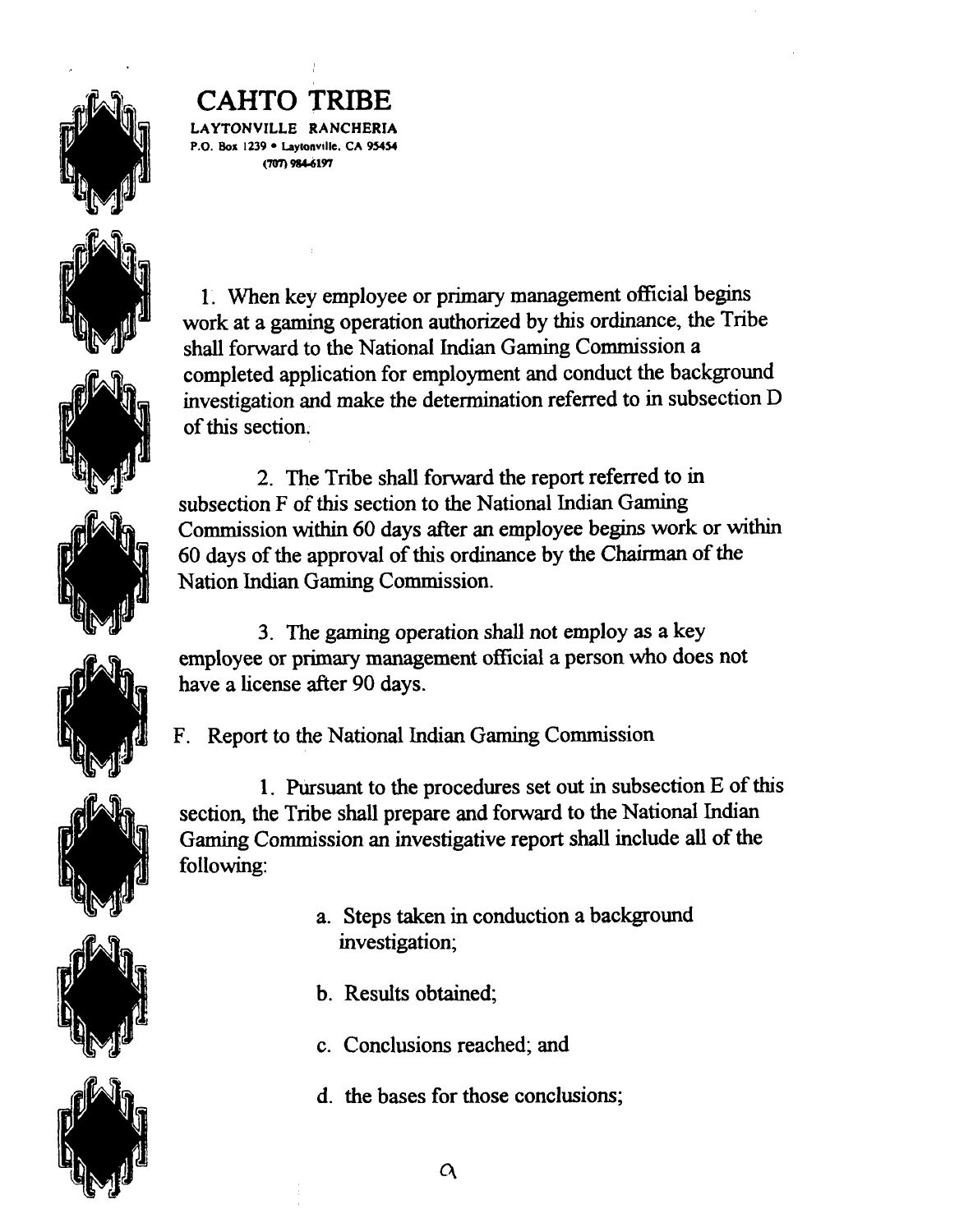# CAHTO TRIBE

LAYTONVILLE RANCHERIA
P.O. Box 1239 • Laytonville, CA 95454
(707) 984-6197

1. When key employee or primary management official begins work at a gaming operation authorized by this ordinance, the Tribe shall forward to the National Indian Gaming Commission a completed application for employment and conduct the background investigation and make the determination referred to in subsection D of this section.

2. The Tribe shall forward the report referred to in subsection F of this section to the National Indian Gaming Commission within 60 days after an employee begins work or within 60 days of the approval of this ordinance by the Chairman of the Nation Indian Gaming Commission.

3. The gaming operation shall not employ as a key employee or primary management official a person who does not have a license after 90 days.

F. Report to the National Indian Gaming Commission

1. Pursuant to the procedures set out in subsection E of this section, the Tribe shall prepare and forward to the National Indian Gaming Commission an investigative report shall include all of the following:

a. Steps taken in conduction a background investigation;

b. Results obtained;

c. Conclusions reached; and

d. the bases for those conclusions;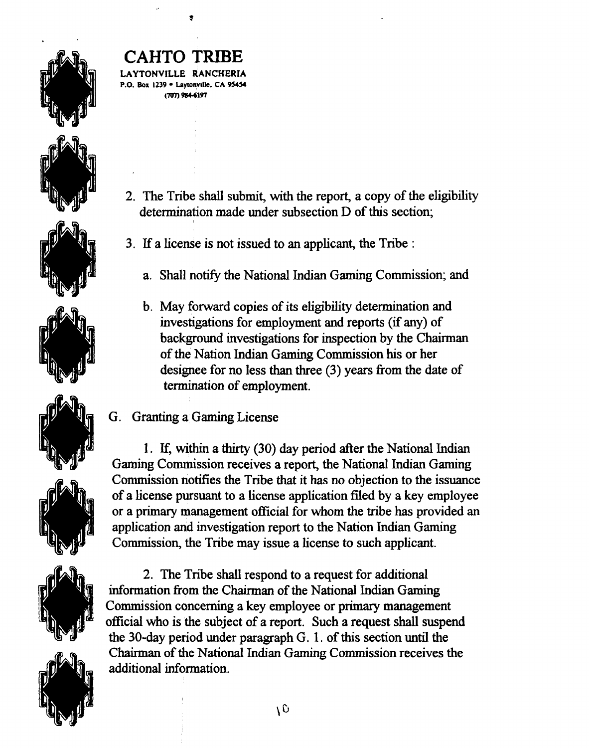# CAHTO TRIBE

LAYTONVILLE RANCHERIA
P.O. Box 1239 • Laytonville, CA 95454
(707) 984-6197

2. The Tribe shall submit, with the report, a copy of the eligibility determination made under subsection D of this section;

3. If a license is not issued to an applicant, the Tribe :

   a. Shall notify the National Indian Gaming Commission; and

   b. May forward copies of its eligibility determination and investigations for employment and reports (if any) of background investigations for inspection by the Chairman of the Nation Indian Gaming Commission his or her designee for no less than three (3) years from the date of termination of employment.

G. Granting a Gaming License

1. If, within a thirty (30) day period after the National Indian Gaming Commission receives a report, the National Indian Gaming Commission notifies the Tribe that it has no objection to the issuance of a license pursuant to a license application filed by a key employee or a primary management official for whom the tribe has provided an application and investigation report to the Nation Indian Gaming Commission, the Tribe may issue a license to such applicant.

2. The Tribe shall respond to a request for additional information from the Chairman of the National Indian Gaming Commission concerning a key employee or primary management official who is the subject of a report. Such a request shall suspend the 30-day period under paragraph G. 1. of this section until the Chairman of the National Indian Gaming Commission receives the additional information.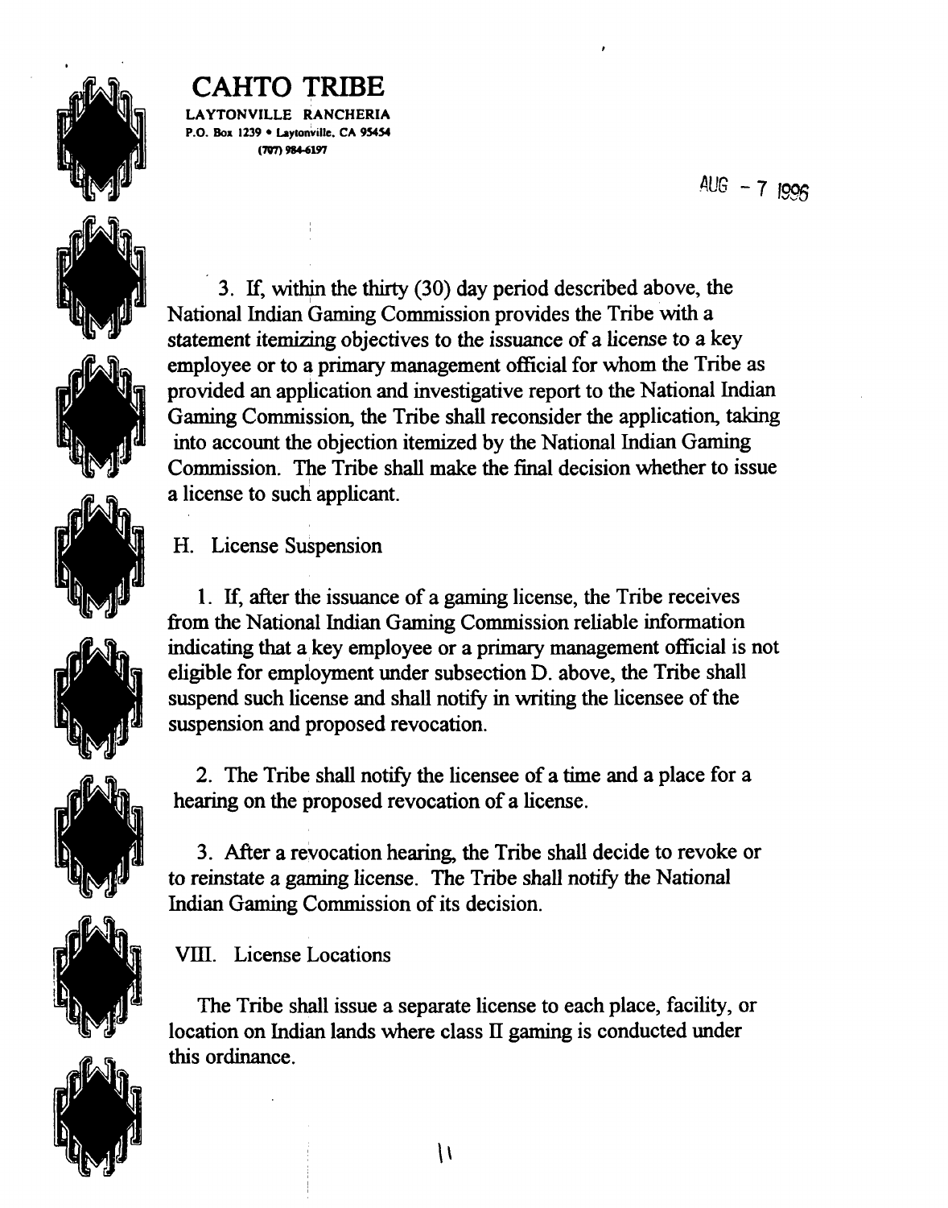# CAHTO TRIBE

LAYTONVILLE RANCHERIA
P.O. Box 1239 • Laytonville, CA 95454
(707) 984-6197

AUG - 7 1996

3. If, within the thirty (30) day period described above, the National Indian Gaming Commission provides the Tribe with a statement itemizing objectives to the issuance of a license to a key employee or to a primary management official for whom the Tribe as provided an application and investigative report to the National Indian Gaming Commission, the Tribe shall reconsider the application, taking into account the objection itemized by the National Indian Gaming Commission. The Tribe shall make the final decision whether to issue a license to such applicant.

H. License Suspension

1. If, after the issuance of a gaming license, the Tribe receives from the National Indian Gaming Commission reliable information indicating that a key employee or a primary management official is not eligible for employment under subsection D. above, the Tribe shall suspend such license and shall notify in writing the licensee of the suspension and proposed revocation.

2. The Tribe shall notify the licensee of a time and a place for a hearing on the proposed revocation of a license.

3. After a revocation hearing, the Tribe shall decide to revoke or to reinstate a gaming license. The Tribe shall notify the National Indian Gaming Commission of its decision.

VIII. License Locations

The Tribe shall issue a separate license to each place, facility, or location on Indian lands where class II gaming is conducted under this ordinance.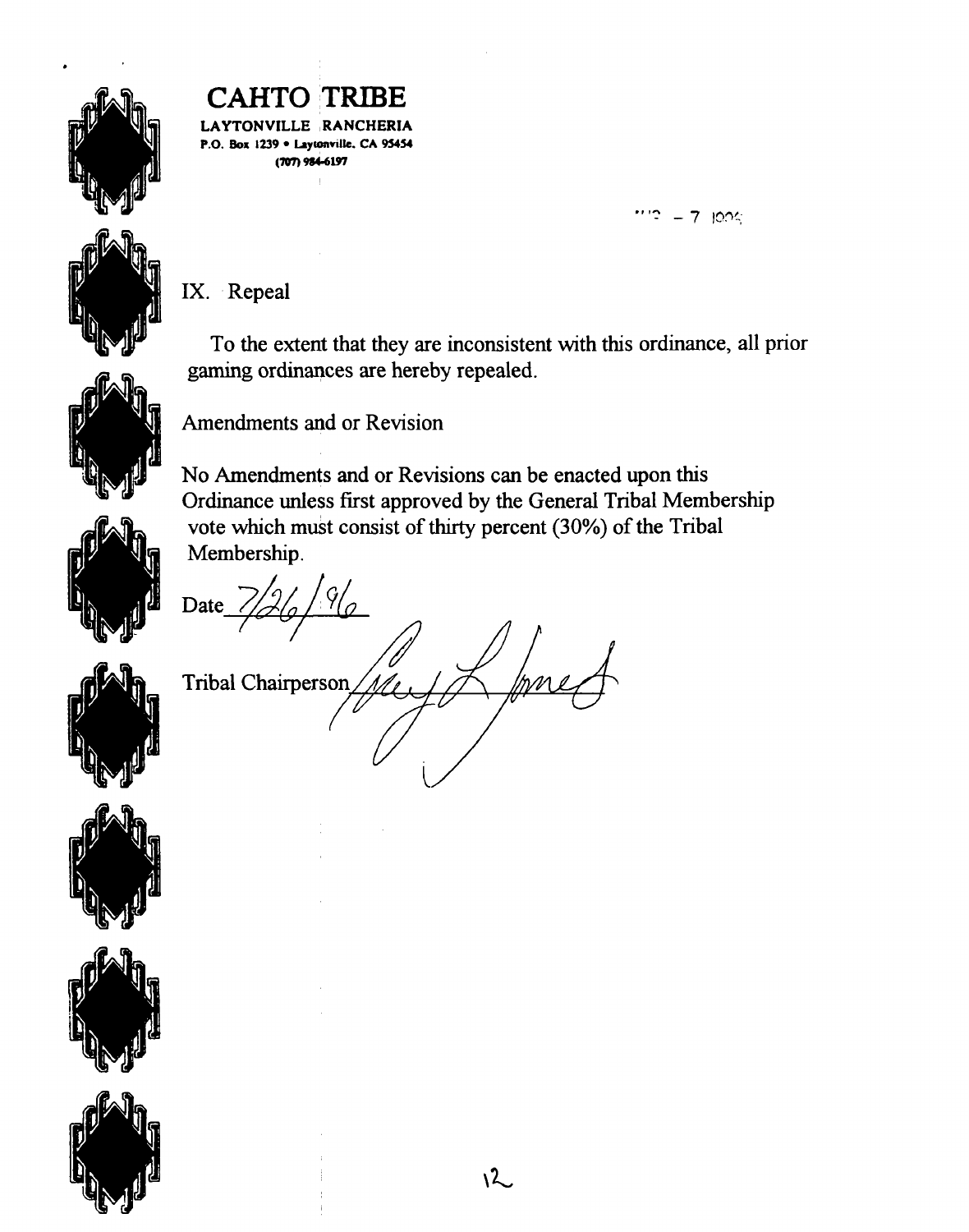# CAHTO TRIBE

**LAYTONVILLE RANCHERIA**
**P.O. Box 1239 • Laytonville, CA 95454**
**(707) 984-6197**

"'? - 7 1996

IX. Repeal

To the extent that they are inconsistent with this ordinance, all prior gaming ordinances are hereby repealed.

Amendments and or Revision

No Amendments and or Revisions can be enacted upon this Ordinance unless first approved by the General Tribal Membership vote which must consist of thirty percent (30%) of the Tribal Membership.

Date 7/26/96

Tribal Chairperson [signature]